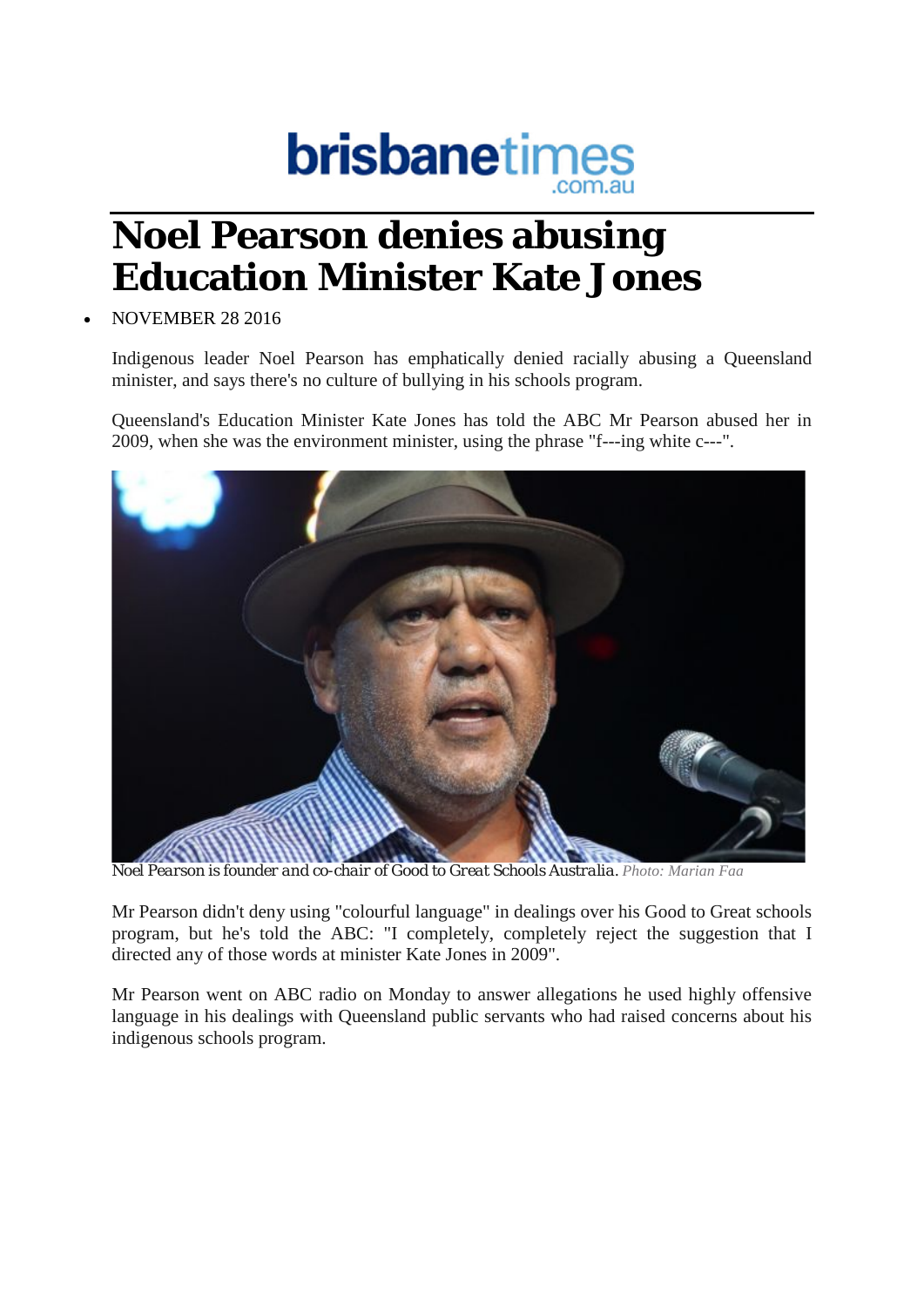brisbanetimes.com.au

# Noel Pearson denies abusing Education Minister Kate Jones

- NOVEMBER 28 2016

Indigenous leader Noel Pearson has emphatically denied racially abusing a Queensland minister, and says there's no culture of bullying in his schools program.

Queensland's Education Minister Kate Jones has told the ABC Mr Pearson abused her in 2009, when she was the environment minister, using the phrase "f---ing white c---".

*Noel Pearson is founder and co-chair of Good to Great Schools Australia. Photo: Marian Faa*

Mr Pearson didn't deny using "colourful language" in dealings over his Good to Great schools program, but he's told the ABC: "I completely, completely reject the suggestion that I directed any of those words at minister Kate Jones in 2009".

Mr Pearson went on ABC radio on Monday to answer allegations he used highly offensive language in his dealings with Queensland public servants who had raised concerns about his indigenous schools program.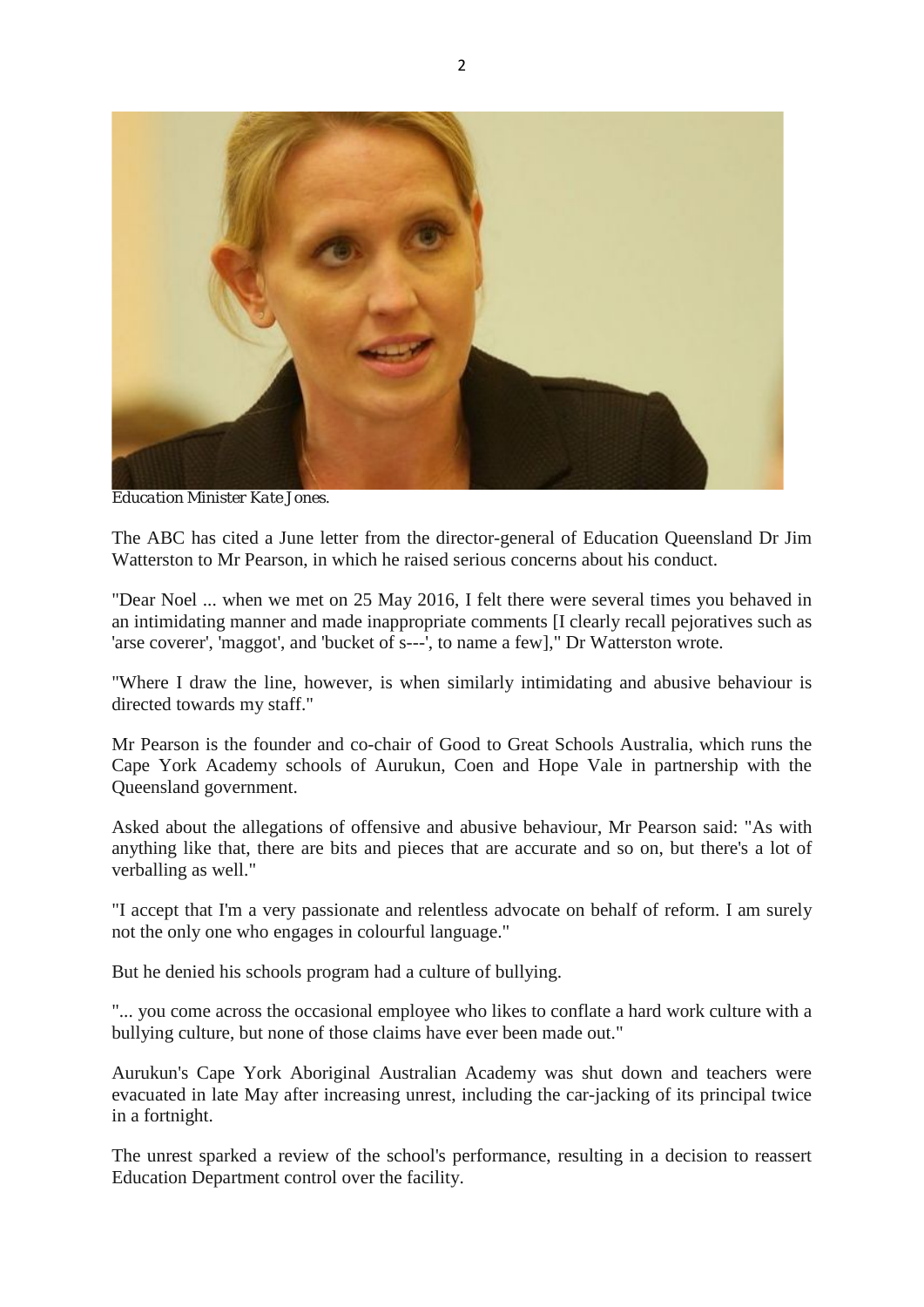*Education Minister Kate Jones.*

The ABC has cited a June letter from the director-general of Education Queensland Dr Jim Watterston to Mr Pearson, in which he raised serious concerns about his conduct.

"Dear Noel ... when we met on 25 May 2016, I felt there were several times you behaved in an intimidating manner and made inappropriate comments [I clearly recall pejoratives such as 'arse coverer', 'maggot', and 'bucket of s---', to name a few]," Dr Watterston wrote.

"Where I draw the line, however, is when similarly intimidating and abusive behaviour is directed towards my staff."

Mr Pearson is the founder and co-chair of Good to Great Schools Australia, which runs the Cape York Academy schools of Aurukun, Coen and Hope Vale in partnership with the Queensland government.

Asked about the allegations of offensive and abusive behaviour, Mr Pearson said: "As with anything like that, there are bits and pieces that are accurate and so on, but there's a lot of verballing as well."

"I accept that I'm a very passionate and relentless advocate on behalf of reform. I am surely not the only one who engages in colourful language."

But he denied his schools program had a culture of bullying.

"... you come across the occasional employee who likes to conflate a hard work culture with a bullying culture, but none of those claims have ever been made out."

Aurukun's Cape York Aboriginal Australian Academy was shut down and teachers were evacuated in late May after increasing unrest, including the car-jacking of its principal twice in a fortnight.

The unrest sparked a review of the school's performance, resulting in a decision to reassert Education Department control over the facility.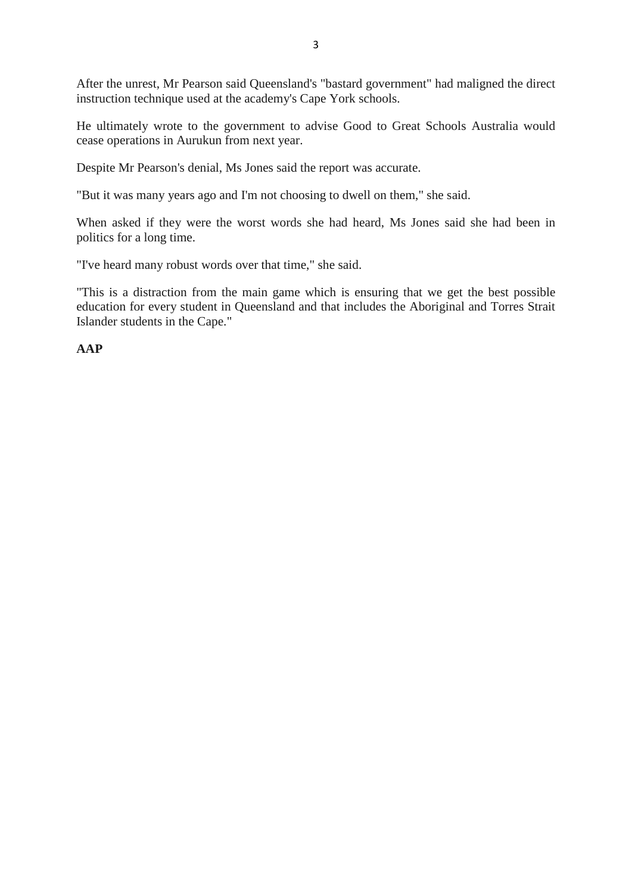After the unrest, Mr Pearson said Queensland's "bastard government" had maligned the direct instruction technique used at the academy's Cape York schools.

He ultimately wrote to the government to advise Good to Great Schools Australia would cease operations in Aurukun from next year.

Despite Mr Pearson's denial, Ms Jones said the report was accurate.

"But it was many years ago and I'm not choosing to dwell on them," she said.

When asked if they were the worst words she had heard, Ms Jones said she had been in politics for a long time.

"I've heard many robust words over that time," she said.

"This is a distraction from the main game which is ensuring that we get the best possible education for every student in Queensland and that includes the Aboriginal and Torres Strait Islander students in the Cape."

**AAP**